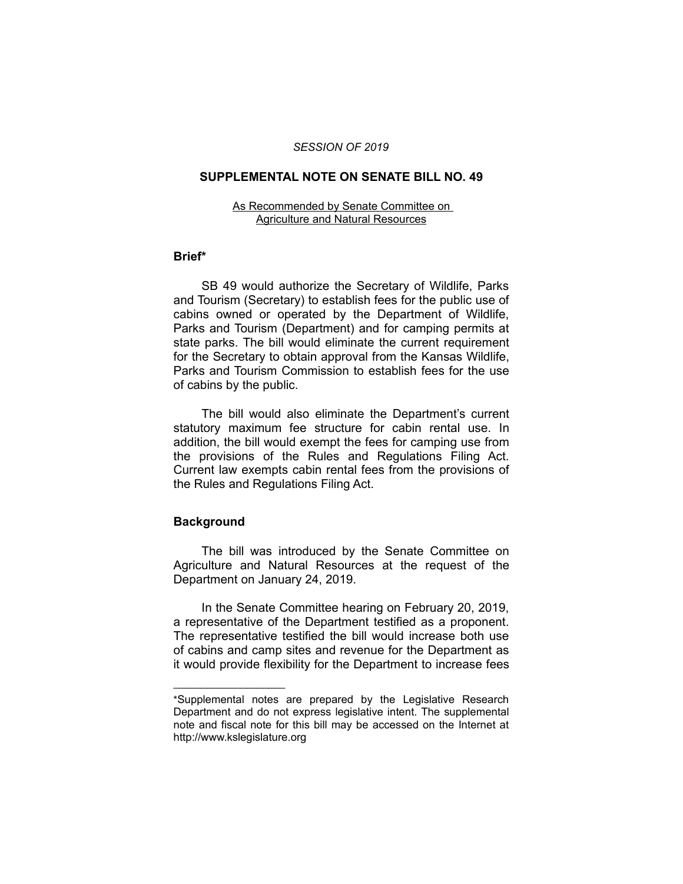*SESSION OF 2019*

## SUPPLEMENTAL NOTE ON SENATE BILL NO. 49

As Recommended by Senate Committee on Agriculture and Natural Resources

### Brief*

SB 49 would authorize the Secretary of Wildlife, Parks and Tourism (Secretary) to establish fees for the public use of cabins owned or operated by the Department of Wildlife, Parks and Tourism (Department) and for camping permits at state parks. The bill would eliminate the current requirement for the Secretary to obtain approval from the Kansas Wildlife, Parks and Tourism Commission to establish fees for the use of cabins by the public.

The bill would also eliminate the Department's current statutory maximum fee structure for cabin rental use. In addition, the bill would exempt the fees for camping use from the provisions of the Rules and Regulations Filing Act. Current law exempts cabin rental fees from the provisions of the Rules and Regulations Filing Act.

### Background

The bill was introduced by the Senate Committee on Agriculture and Natural Resources at the request of the Department on January 24, 2019.

In the Senate Committee hearing on February 20, 2019, a representative of the Department testified as a proponent. The representative testified the bill would increase both use of cabins and camp sites and revenue for the Department as it would provide flexibility for the Department to increase fees

---

*Supplemental notes are prepared by the Legislative Research Department and do not express legislative intent. The supplemental note and fiscal note for this bill may be accessed on the Internet at http://www.kslegislature.org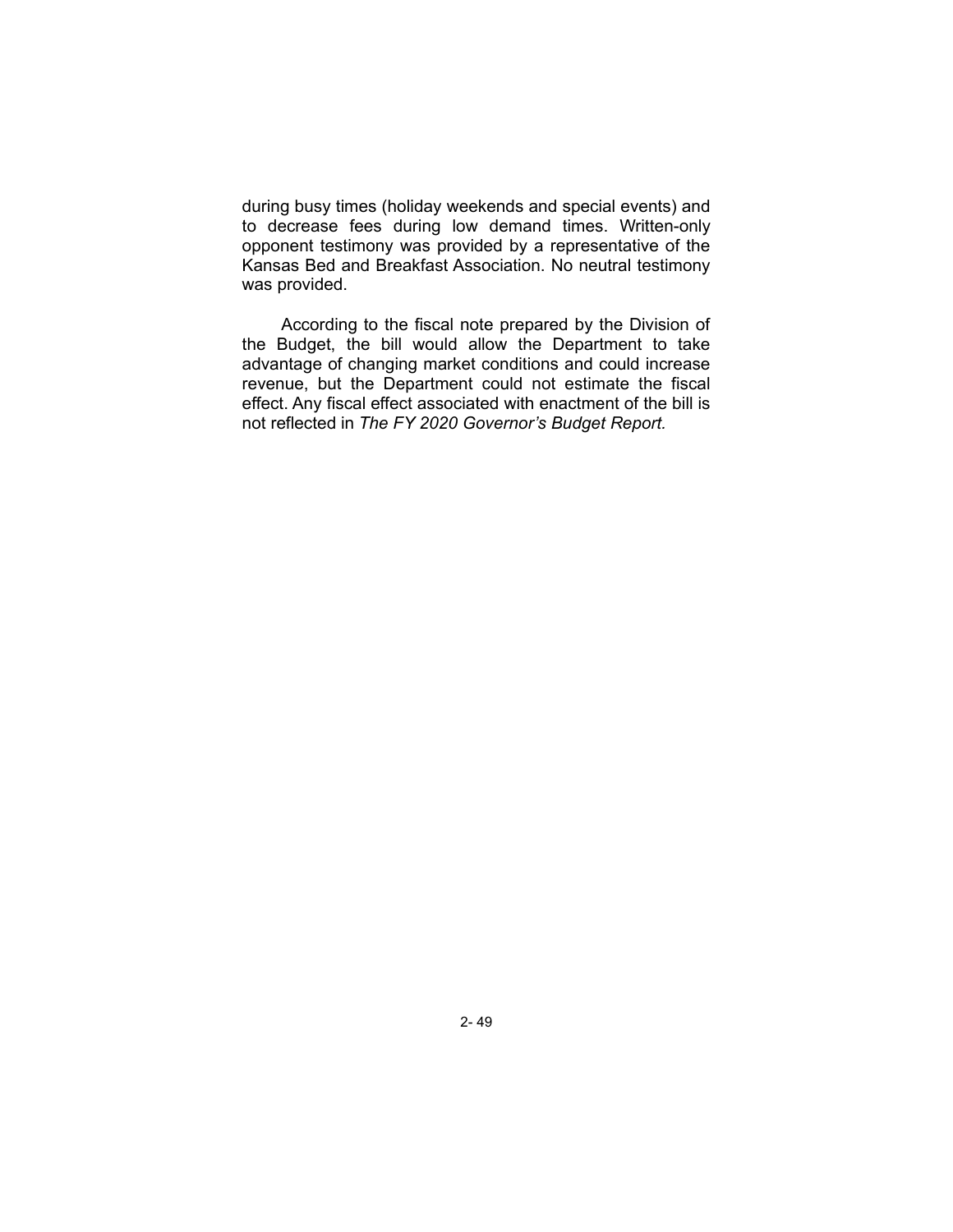during busy times (holiday weekends and special events) and to decrease fees during low demand times. Written-only opponent testimony was provided by a representative of the Kansas Bed and Breakfast Association. No neutral testimony was provided.

According to the fiscal note prepared by the Division of the Budget, the bill would allow the Department to take advantage of changing market conditions and could increase revenue, but the Department could not estimate the fiscal effect. Any fiscal effect associated with enactment of the bill is not reflected in *The FY 2020 Governor's Budget Report.*